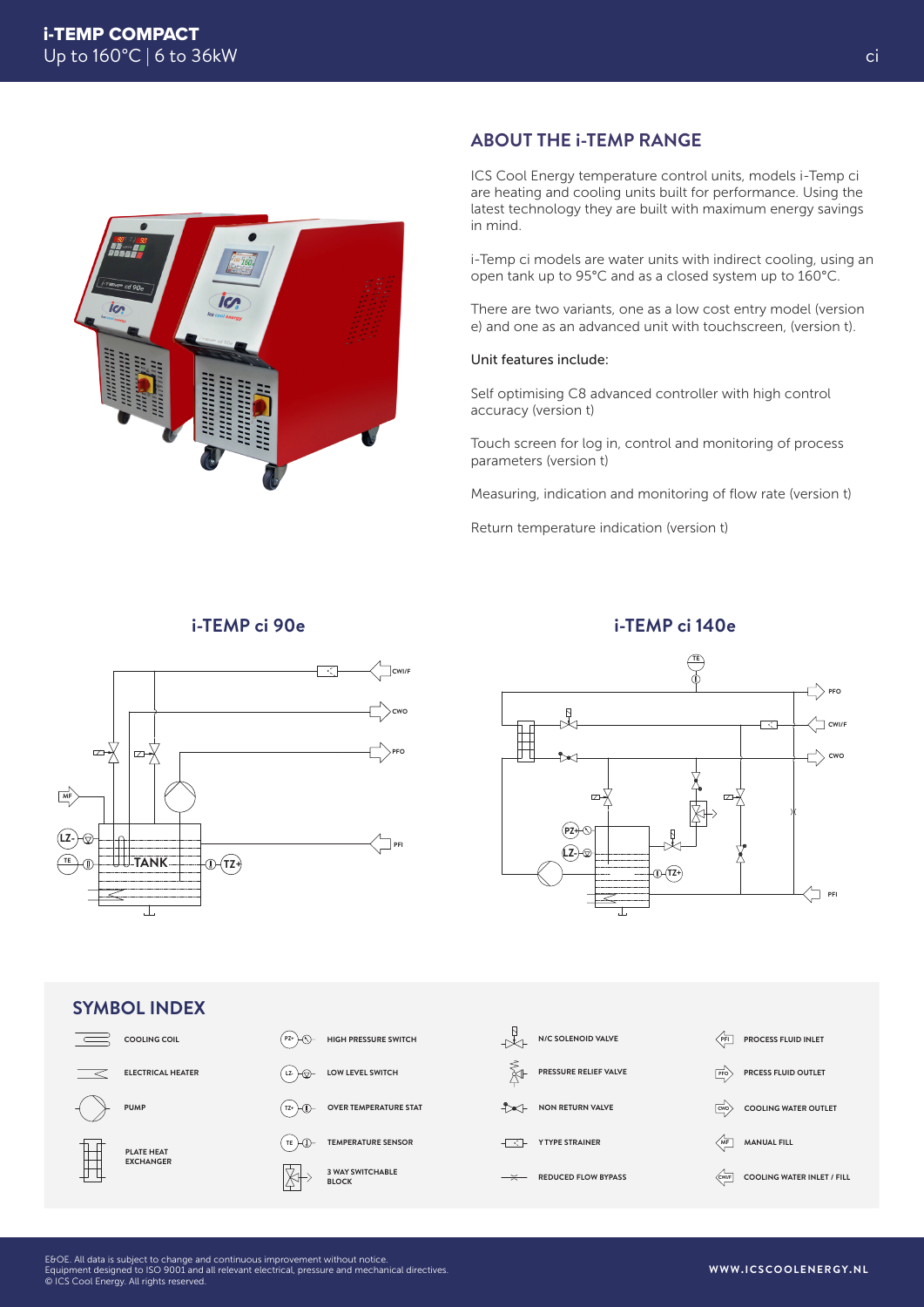# i-TEMP COMPACT

Up to 160°C | 6 to 36kW

## ABOUT THE i-TEMP RANGE

ICS Cool Energy temperature control units, models i-Temp ci are heating and cooling units built for performance. Using the latest technology they are built with maximum energy savings in mind.

i-Temp ci models are water units with indirect cooling, using an open tank up to 95°C and as a closed system up to 160°C.

There are two variants, one as a low cost entry model (version e) and one as an advanced unit with touchscreen, (version t).

Unit features include:

Self optimising C8 advanced controller with high control accuracy (version t)

Touch screen for log in, control and monitoring of process parameters (version t)

Measuring, indication and monitoring of flow rate (version t)

Return temperature indication (version t)

### i-TEMP ci 90e

### i-TEMP ci 140e

## SYMBOL INDEX

| Symbol | Symbol | Symbol | Symbol |
|---|---|---|---|
| COOLING COIL | HIGH PRESSURE SWITCH | N/C SOLENOID VALVE | PROCESS FLUID INLET |
| ELECTRICAL HEATER | LOW LEVEL SWITCH | PRESSURE RELIEF VALVE | PRCESS FLUID OUTLET |
| PUMP | OVER TEMPERATURE STAT | NON RETURN VALVE | COOLING WATER OUTLET |
| PLATE HEAT EXCHANGER | TEMPERATURE SENSOR | Y TYPE STRAINER | MANUAL FILL |
| | 3 WAY SWITCHABLE BLOCK | REDUCED FLOW BYPASS | COOLING WATER INLET / FILL |

E&OE. All data is subject to change and continuous improvement without notice.
Equipment designed to ISO 9001 and all relevant electrical, pressure and mechanical directives.
© ICS Cool Energy. All rights reserved.

WWW.ICSCOOLENERGY.NL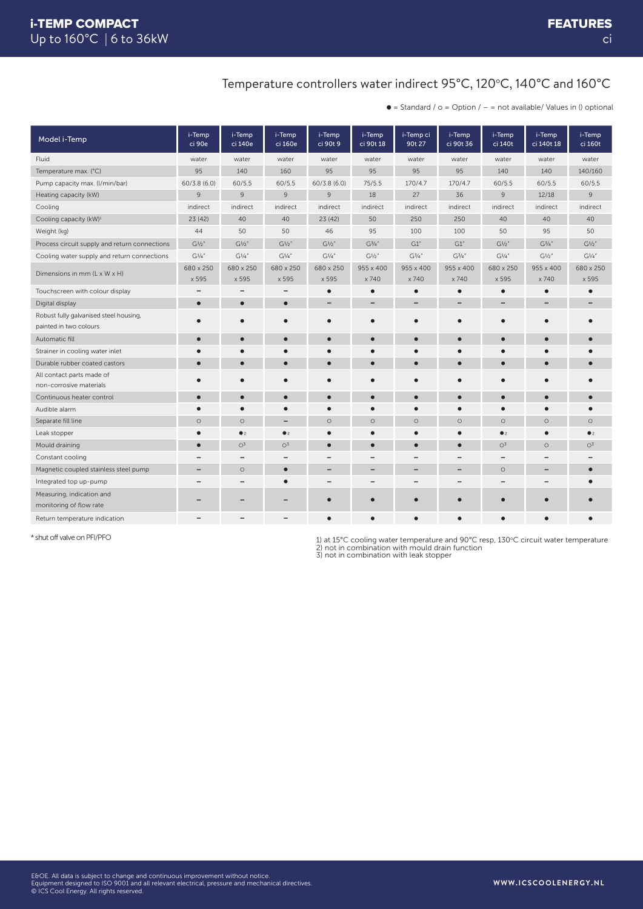# i-TEMP COMPACT
Up to 160°C | 6 to 36kW

**FEATURES**
ci

## Temperature controllers water indirect 95°C, 120°C, 140°C and 160°C

● = Standard / ○ = Option / – = not available/ Values in () optional

| Model i-Temp | i-Temp ci 90e | i-Temp ci 140e | i-Temp ci 160e | i-Temp ci 90t 9 | i-Temp ci 90t 18 | i-Temp ci 90t 27 | i-Temp ci 90t 36 | i-Temp ci 140t | i-Temp ci 140t 18 | i-Temp ci 160t |
|---|---|---|---|---|---|---|---|---|---|---|
| Fluid | water | water | water | water | water | water | water | water | water | water |
| Temperature max. (°C) | 95 | 140 | 160 | 95 | 95 | 95 | 95 | 140 | 140 | 140/160 |
| Pump capacity max. (l/min/bar) | 60/3.8 (6.0) | 60/5.5 | 60/5.5 | 60/3.8 (6.0) | 75/5.5 | 170/4.7 | 170/4.7 | 60/5.5 | 60/5.5 | 60/5.5 |
| Heating capacity (kW) | 9 | 9 | 9 | 9 | 18 | 27 | 36 | 9 | 12/18 | 9 |
| Cooling | indirect | indirect | indirect | indirect | indirect | indirect | indirect | indirect | indirect | indirect |
| Cooling capacity (kW)[1] | 23 (42) | 40 | 40 | 23 (42) | 50 | 250 | 250 | 40 | 40 | 40 |
| Weight (kg) | 44 | 50 | 50 | 46 | 95 | 100 | 100 | 50 | 95 | 50 |
| Process circuit supply and return connections | G½" | G½" | G½" | G½" | G¾" | G1" | G1" | G½" | G¾" | G½" |
| Cooling water supply and return connections | G¼" | G¼" | G¼" | G¼" | G½" | G¾" | G¾" | G¼" | G½" | G¼" |
| Dimensions in mm (L x W x H) | 680 x 250 x 595 | 680 x 250 x 595 | 680 x 250 x 595 | 680 x 250 x 595 | 955 x 400 x 740 | 955 x 400 x 740 | 955 x 400 x 740 | 680 x 250 x 595 | 955 x 400 x 740 | 680 x 250 x 595 |
| Touchscreen with colour display | – | – | – | ● | ● | ● | ● | ● | ● | ● |
| Digital display | ● | ● | ● | – | – | – | – | – | – | – |
| Robust fully galvanised steel housing, painted in two colours | ● | ● | ● | ● | ● | ● | ● | ● | ● | ● |
| Automatic fill | ● | ● | ● | ● | ● | ● | ● | ● | ● | ● |
| Strainer in cooling water inlet | ● | ● | ● | ● | ● | ● | ● | ● | ● | ● |
| Durable rubber coated castors | ● | ● | ● | ● | ● | ● | ● | ● | ● | ● |
| All contact parts made of non-corrosive materials | ● | ● | ● | ● | ● | ● | ● | ● | ● | ● |
| Continuous heater control | ● | ● | ● | ● | ● | ● | ● | ● | ● | ● |
| Audible alarm | ● | ● | ● | ● | ● | ● | ● | ● | ● | ● |
| Separate fill line | ○ | ○ | – | ○ | ○ | ○ | ○ | ○ | ○ | ○ |
| Leak stopper | ● | ●[2] | ●[2] | ● | ● | ● | ● | ●[2] | ● | ●[2] |
| Mould draining | ● | ○[3] | ○[3] | ● | ● | ● | ● | ○[3] | ○ | ○[3] |
| Constant cooling | – | – | – | – | – | – | – | – | – | – |
| Magnetic coupled stainless steel pump | – | ○ | ● | – | – | – | – | ○ | – | ● |
| Integrated top up-pump | – | – | ● | – | – | – | – | – | – | ● |
| Measuring, indication and monitoring of flow rate | – | – | – | ● | ● | ● | ● | ● | ● | ● |
| Return temperature indication | – | – | – | ● | ● | ● | ● | ● | ● | ● |

* shut off valve on PFI/PFO

1) at 15°C cooling water temperature and 90°C resp, 130°C circuit water temperature
2) not in combination with mould drain function
3) not in combination with leak stopper

E&OE. All data is subject to change and continuous improvement without notice.
Equipment designed to ISO 9001 and all relevant electrical, pressure and mechanical directives.
© ICS Cool Energy. All rights reserved.

WWW.ICSCOOLENERGY.NL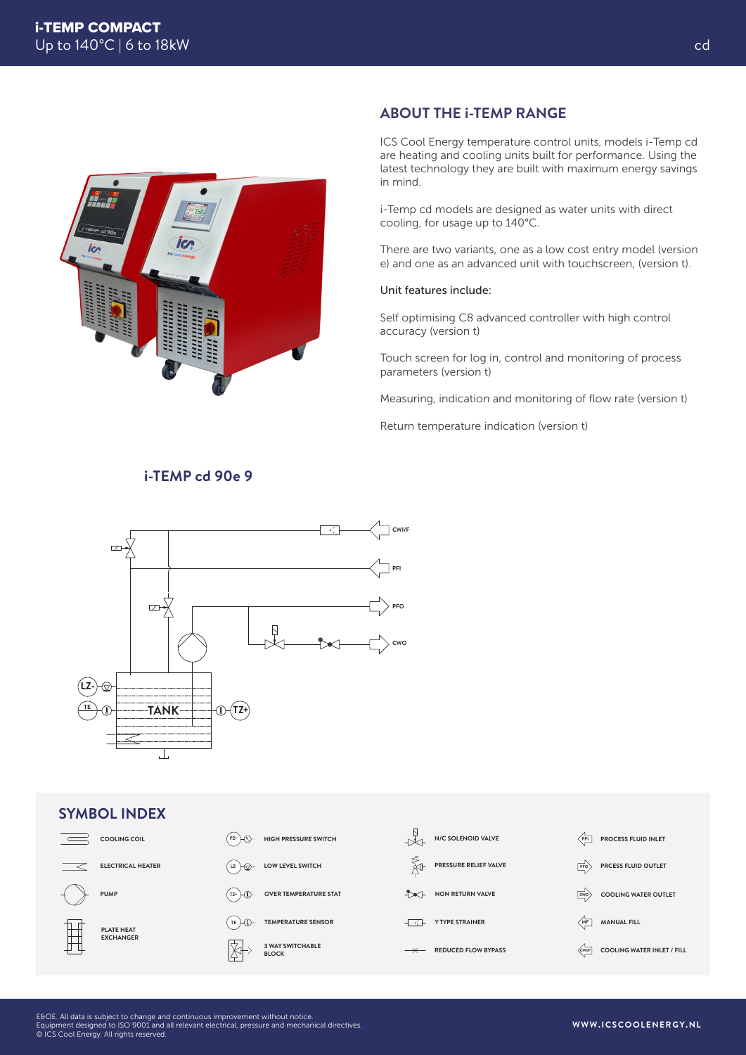# i-TEMP COMPACT
Up to 140°C | 6 to 18kW

## ABOUT THE i-TEMP RANGE

ICS Cool Energy temperature control units, models i-Temp cd are heating and cooling units built for performance. Using the latest technology they are built with maximum energy savings in mind.

i-Temp cd models are designed as water units with direct cooling, for usage up to 140°C.

There are two variants, one as a low cost entry model (version e) and one as an advanced unit with touchscreen, (version t).

Unit features include:

Self optimising C8 advanced controller with high control accuracy (version t)

Touch screen for log in, control and monitoring of process parameters (version t)

Measuring, indication and monitoring of flow rate (version t)

Return temperature indication (version t)

## i-TEMP cd 90e 9

CWI/F

PFI

PFO

CWO

LZ-

TE

TANK

TZ+

## SYMBOL INDEX

| | | | |
|---|---|---|---|
| COOLING COIL | HIGH PRESSURE SWITCH | N/C SOLENOID VALVE | PROCESS FLUID INLET |
| ELECTRICAL HEATER | LOW LEVEL SWITCH | PRESSURE RELIEF VALVE | PRCESS FLUID OUTLET |
| PUMP | OVER TEMPERATURE STAT | NON RETURN VALVE | COOLING WATER OUTLET |
| PLATE HEAT EXCHANGER | TEMPERATURE SENSOR | Y TYPE STRAINER | MANUAL FILL |
| | 3 WAY SWITCHABLE BLOCK | REDUCED FLOW BYPASS | COOLING WATER INLET / FILL |

E&OE. All data is subject to change and continuous improvement without notice.
Equipment designed to ISO 9001 and all relevant electrical, pressure and mechanical directives.
© ICS Cool Energy. All rights reserved.

WWW.ICSCOOLENERGY.NL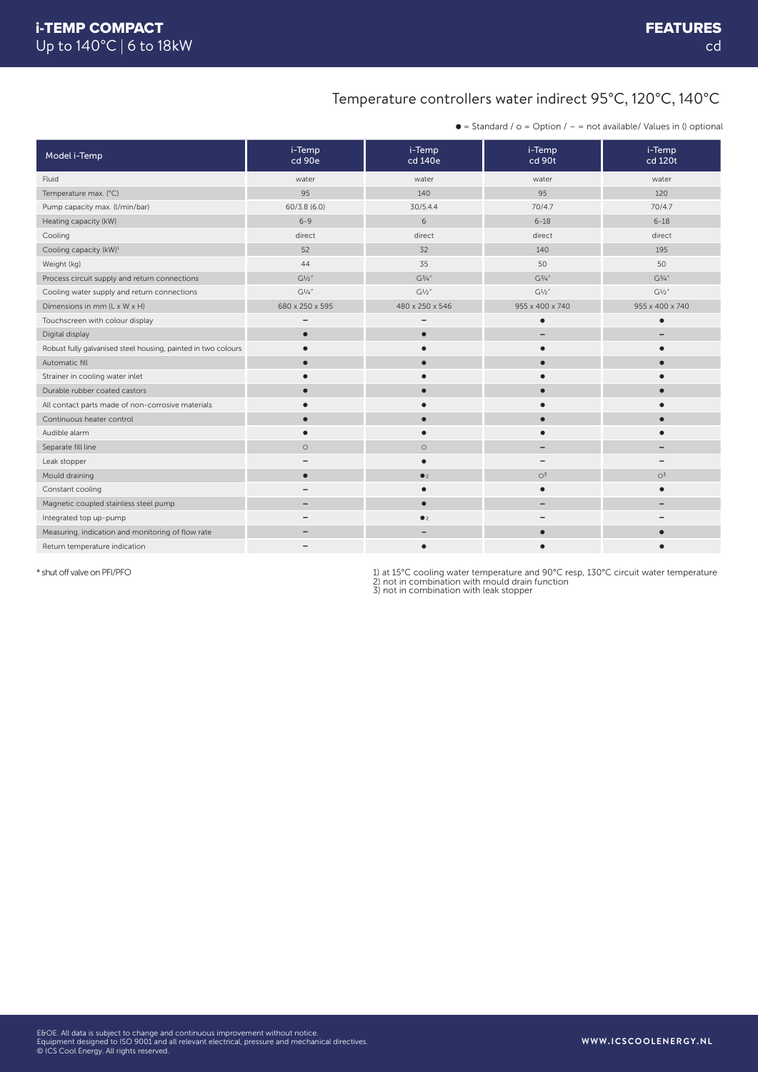# i-TEMP COMPACT
Up to 140°C | 6 to 18kW

# FEATURES
cd

## Temperature controllers water indirect 95°C, 120°C, 140°C

● = Standard / ○ = Option / − = not available/ Values in () optional

| Model i-Temp | i-Temp cd 90e | i-Temp cd 140e | i-Temp cd 90t | i-Temp cd 120t |
|---|---|---|---|---|
| Fluid | water | water | water | water |
| Temperature max. (°C) | 95 | 140 | 95 | 120 |
| Pump capacity max. (l/min/bar) | 60/3.8 (6.0) | 30/5.4.4 | 70/4.7 | 70/4.7 |
| Heating capacity (kW) | 6 - 9 | 6 | 6 - 18 | 6 - 18 |
| Cooling | direct | direct | direct | direct |
| Cooling capacity (kW)[1] | 52 | 32 | 140 | 195 |
| Weight (kg) | 44 | 35 | 50 | 50 |
| Process circuit supply and return connections | G½" | G¾" | G¾" | G¾" |
| Cooling water supply and return connections | G¼" | G½" | G½" | G½" |
| Dimensions in mm (L x W x H) | 680 x 250 x 595 | 480 x 250 x 546 | 955 x 400 x 740 | 955 x 400 x 740 |
| Touchscreen with colour display | − | − | ● | ● |
| Digital display | ● | ● | − | − |
| Robust fully galvanised steel housing, painted in two colours | ● | ● | ● | ● |
| Automatic fill | ● | ● | ● | ● |
| Strainer in cooling water inlet | ● | ● | ● | ● |
| Durable rubber coated castors | ● | ● | ● | ● |
| All contact parts made of non-corrosive materials | ● | ● | ● | ● |
| Continuous heater control | ● | ● | ● | ● |
| Audible alarm | ● | ● | ● | ● |
| Separate fill line | ○ | ○ | − | − |
| Leak stopper | − | ● | − | − |
| Mould draining | ● | ●[2] | ○[3] | ○[3] |
| Constant cooling | − | ● | ● | ● |
| Magnetic coupled stainless steel pump | − | ● | − | − |
| Integrated top up-pump | − | ●[2] | − | − |
| Measuring, indication and monitoring of flow rate | − | − | ● | ● |
| Return temperature indication | − | ● | ● | ● |

* shut off valve on PFI/PFO

1) at 15°C cooling water temperature and 90°C resp, 130°C circuit water temperature
2) not in combination with mould drain function
3) not in combination with leak stopper

E&OE. All data is subject to change and continuous improvement without notice.
Equipment designed to ISO 9001 and all relevant electrical, pressure and mechanical directives.
© ICS Cool Energy. All rights reserved.

WWW.ICSCOOLENERGY.NL